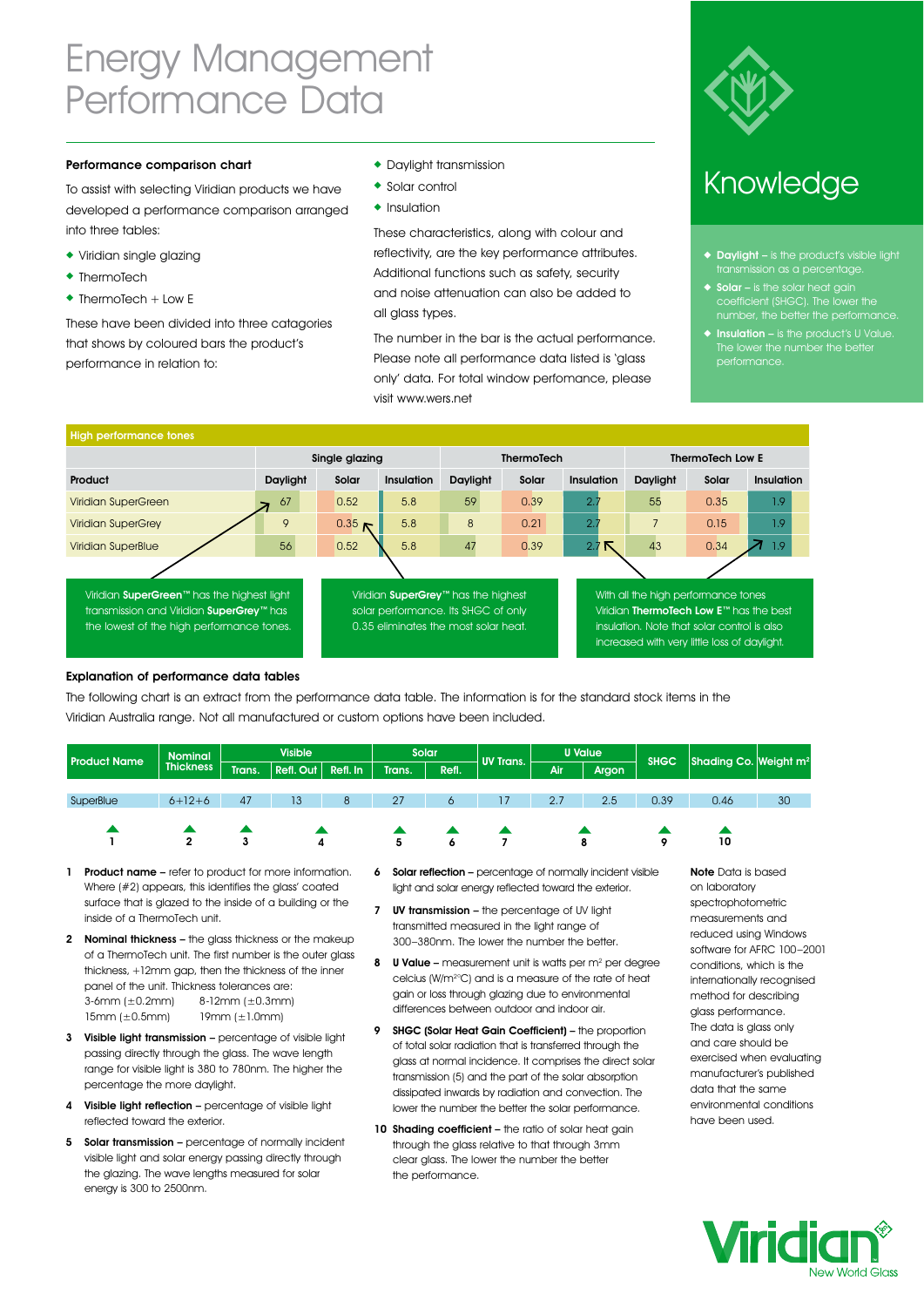# Energy Management Performance Data

### Performance comparison chart

To assist with selecting Viridian products we have developed a performance comparison arranged into three tables:

- Viridian single glazing
- ThermoTech
- ThermoTech + Low E

These have been divided into three catagories that shows by coloured bars the product's performance in relation to:

- Daylight transmission
- Solar control
- Insulation

These characteristics, along with colour and reflectivity, are the key performance attributes. Additional functions such as safety, security and noise attenuation can also be added to all glass types.

The number in the bar is the actual performance. Please note all performance data listed is 'glass only' data. For total window perfomance, please visit www.wers.net

## Knowledge

- **Daylight** – is the product's visible light transmission as a percentage.
- **Solar** – is the solar heat gain coefficient (SHGC). The lower the number, the better the performance.
- **Insulation** – is the product's U Value. The lower the number the better performance.

### High performance tones

| Product | Single glazing | | | ThermoTech | | | ThermoTech Low E | | |
|---|---|---|---|---|---|---|---|---|---|
| | Daylight | Solar | Insulation | Daylight | Solar | Insulation | Daylight | Solar | Insulation |
| Viridian SuperGreen | 67 | 0.52 | 5.8 | 59 | 0.39 | 2.7 | 55 | 0.35 | 1.9 |
| Viridian SuperGrey | 9 | 0.35 | 5.8 | 8 | 0.21 | 2.7 | 7 | 0.15 | 1.9 |
| Viridian SuperBlue | 56 | 0.52 | 5.8 | 47 | 0.39 | 2.7 | 43 | 0.34 | 1.9 |

Viridian **SuperGreen**™ has the highest light transmission and Viridian **SuperGrey**™ has the lowest of the high performance tones.

Viridian **SuperGrey**™ has the highest solar performance. Its SHGC of only 0.35 eliminates the most solar heat.

With all the high performance tones Viridian **ThermoTech Low E**™ has the best insulation. Note that solar control is also increased with very little loss of daylight.

### Explanation of performance data tables

The following chart is an extract from the performance data table. The information is for the standard stock items in the Viridian Australia range. Not all manufactured or custom options have been included.

| Product Name | Nominal Thickness | Visible | | | Solar | | UV Trans. | U Value | | SHGC | Shading Co. | Weight m² |
|---|---|---|---|---|---|---|---|---|---|---|---|---|
| | | Trans. | Refl. Out | Refl. In | Trans. | Refl. | | Air | Argon | | | |
| SuperBlue | 6+12+6 | 47 | 13 | 8 | 27 | 6 | 17 | 2.7 | 2.5 | 0.39 | 0.46 | 30 |
| 1 | 2 | 3 | 4 | | 5 | 6 | 7 | 8 | | 9 | 10 | |

1. **Product name** – refer to product for more information. Where (#2) appears, this identifies the glass' coated surface that is glazed to the inside of a building or the inside of a ThermoTech unit.
2. **Nominal thickness** – the glass thickness or the makeup of a ThermoTech unit. The first number is the outer glass thickness, +12mm gap, then the thickness of the inner panel of the unit. Thickness tolerances are:
   3-6mm (±0.2mm) 8-12mm (±0.3mm)
   15mm (±0.5mm) 19mm (±1.0mm)
3. **Visible light transmission** – percentage of visible light passing directly through the glass. The wave length range for visible light is 380 to 780nm. The higher the percentage the more daylight.
4. **Visible light reflection** – percentage of visible light reflected toward the exterior.
5. **Solar transmission** – percentage of normally incident visible light and solar energy passing directly through the glazing. The wave lengths measured for solar energy is 300 to 2500nm.
6. **Solar reflection** – percentage of normally incident visible light and solar energy reflected toward the exterior.
7. **UV transmission** – the percentage of UV light transmitted measured in the light range of 300–380nm. The lower the number the better.
8. **U Value** – measurement unit is watts per m² per degree celcius (W/m²°C) and is a measure of the rate of heat gain or loss through glazing due to environmental differences between outdoor and indoor air.
9. **SHGC (Solar Heat Gain Coefficient)** – the proportion of total solar radiation that is transferred through the glass at normal incidence. It comprises the direct solar transmission (5) and the part of the solar absorption dissipated inwards by radiation and convection. The lower the number the better the solar performance.
10. **Shading coefficient** – the ratio of solar heat gain through the glass relative to that through 3mm clear glass. The lower the number the better the performance.

**Note** Data is based on laboratory spectrophotometric measurements and reduced using Windows software for AFRC 100–2001 conditions, which is the internationally recognised method for describing glass performance. The data is glass only and care should be exercised when evaluating manufacturer's published data that the same environmental conditions have been used.

Viridian New World Glass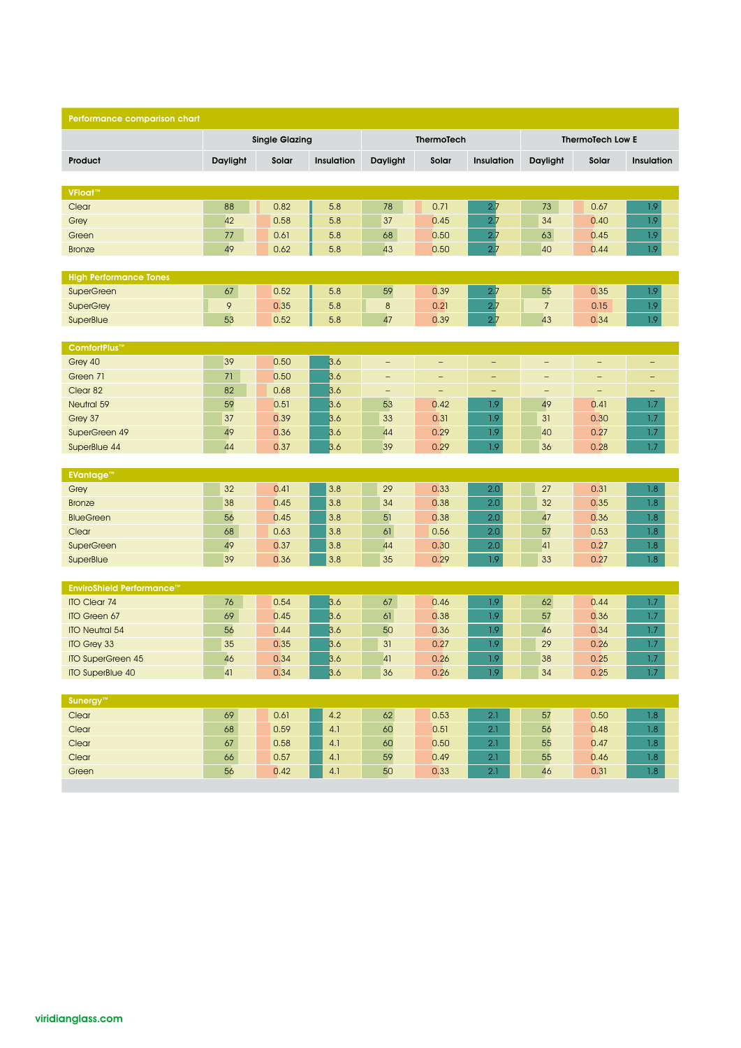## Performance comparison chart

| Product | Single Glazing | | | ThermoTech | | | ThermoTech Low E | | |
|---|---|---|---|---|---|---|---|---|---|
| | Daylight | Solar | Insulation | Daylight | Solar | Insulation | Daylight | Solar | Insulation |
| **VFloat™** | | | | | | | | | |
| Clear | 88 | 0.82 | 5.8 | 78 | 0.71 | 2.7 | 73 | 0.67 | 1.9 |
| Grey | 42 | 0.58 | 5.8 | 37 | 0.45 | 2.7 | 34 | 0.40 | 1.9 |
| Green | 77 | 0.61 | 5.8 | 68 | 0.50 | 2.7 | 63 | 0.45 | 1.9 |
| Bronze | 49 | 0.62 | 5.8 | 43 | 0.50 | 2.7 | 40 | 0.44 | 1.9 |
| **High Performance Tones** | | | | | | | | | |
| SuperGreen | 67 | 0.52 | 5.8 | 59 | 0.39 | 2.7 | 55 | 0.35 | 1.9 |
| SuperGrey | 9 | 0.35 | 5.8 | 8 | 0.21 | 2.7 | 7 | 0.15 | 1.9 |
| SuperBlue | 53 | 0.52 | 5.8 | 47 | 0.39 | 2.7 | 43 | 0.34 | 1.9 |
| **ComfortPlus™** | | | | | | | | | |
| Grey 40 | 39 | 0.50 | 3.6 | – | – | – | – | – | – |
| Green 71 | 71 | 0.50 | 3.6 | – | – | – | – | – | – |
| Clear 82 | 82 | 0.68 | 3.6 | – | – | – | – | – | – |
| Neutral 59 | 59 | 0.51 | 3.6 | 53 | 0.42 | 1.9 | 49 | 0.41 | 1.7 |
| Grey 37 | 37 | 0.39 | 3.6 | 33 | 0.31 | 1.9 | 31 | 0.30 | 1.7 |
| SuperGreen 49 | 49 | 0.36 | 3.6 | 44 | 0.29 | 1.9 | 40 | 0.27 | 1.7 |
| SuperBlue 44 | 44 | 0.37 | 3.6 | 39 | 0.29 | 1.9 | 36 | 0.28 | 1.7 |
| **EVantage™** | | | | | | | | | |
| Grey | 32 | 0.41 | 3.8 | 29 | 0.33 | 2.0 | 27 | 0.31 | 1.8 |
| Bronze | 38 | 0.45 | 3.8 | 34 | 0.38 | 2.0 | 32 | 0.35 | 1.8 |
| BlueGreen | 56 | 0.45 | 3.8 | 51 | 0.38 | 2.0 | 47 | 0.36 | 1.8 |
| Clear | 68 | 0.63 | 3.8 | 61 | 0.56 | 2.0 | 57 | 0.53 | 1.8 |
| SuperGreen | 49 | 0.37 | 3.8 | 44 | 0.30 | 2.0 | 41 | 0.27 | 1.8 |
| SuperBlue | 39 | 0.36 | 3.8 | 35 | 0.29 | 1.9 | 33 | 0.27 | 1.8 |
| **EnviroShield Performance™** | | | | | | | | | |
| ITO Clear 74 | 76 | 0.54 | 3.6 | 67 | 0.46 | 1.9 | 62 | 0.44 | 1.7 |
| ITO Green 67 | 69 | 0.45 | 3.6 | 61 | 0.38 | 1.9 | 57 | 0.36 | 1.7 |
| ITO Neutral 54 | 56 | 0.44 | 3.6 | 50 | 0.36 | 1.9 | 46 | 0.34 | 1.7 |
| ITO Grey 33 | 35 | 0.35 | 3.6 | 31 | 0.27 | 1.9 | 29 | 0.26 | 1.7 |
| ITO SuperGreen 45 | 46 | 0.34 | 3.6 | 41 | 0.26 | 1.9 | 38 | 0.25 | 1.7 |
| ITO SuperBlue 40 | 41 | 0.34 | 3.6 | 36 | 0.26 | 1.9 | 34 | 0.25 | 1.7 |
| **Sunergy™** | | | | | | | | | |
| Clear | 69 | 0.61 | 4.2 | 62 | 0.53 | 2.1 | 57 | 0.50 | 1.8 |
| Clear | 68 | 0.59 | 4.1 | 60 | 0.51 | 2.1 | 56 | 0.48 | 1.8 |
| Clear | 67 | 0.58 | 4.1 | 60 | 0.50 | 2.1 | 55 | 0.47 | 1.8 |
| Clear | 66 | 0.57 | 4.1 | 59 | 0.49 | 2.1 | 55 | 0.46 | 1.8 |
| Green | 56 | 0.42 | 4.1 | 50 | 0.33 | 2.1 | 46 | 0.31 | 1.8 |

viridianglass.com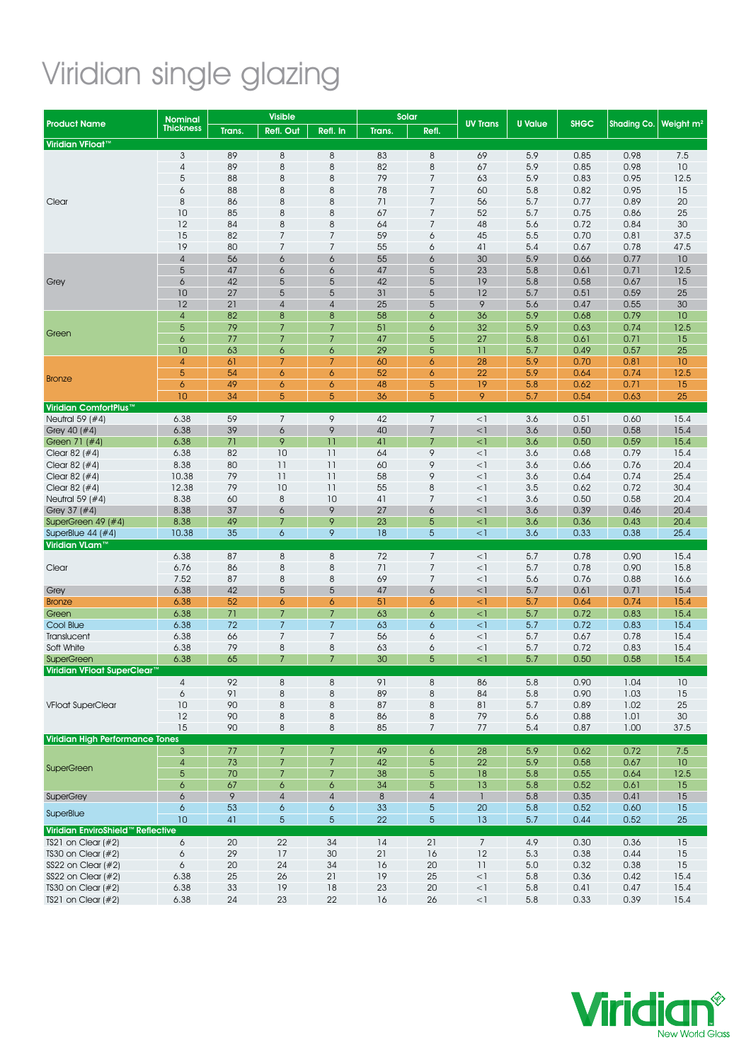# Viridian single glazing

| Product Name | Nominal Thickness | Visible | | | Solar | | UV Trans | U Value | SHGC | Shading Co. | Weight m² |
|---|---|---|---|---|---|---|---|---|---|---|---|
| | | Trans. | Refl. Out | Refl. In | Trans. | Refl. | | | | | |
| **Viridian VFloat™** | | | | | | | | | | | |
| Clear | 3 | 89 | 8 | 8 | 83 | 8 | 69 | 5.9 | 0.85 | 0.98 | 7.5 |
| | 4 | 89 | 8 | 8 | 82 | 8 | 67 | 5.9 | 0.85 | 0.98 | 10 |
| | 5 | 88 | 8 | 8 | 79 | 7 | 63 | 5.9 | 0.83 | 0.95 | 12.5 |
| | 6 | 88 | 8 | 8 | 78 | 7 | 60 | 5.8 | 0.82 | 0.95 | 15 |
| | 8 | 86 | 8 | 8 | 71 | 7 | 56 | 5.7 | 0.77 | 0.89 | 20 |
| | 10 | 85 | 8 | 8 | 67 | 7 | 52 | 5.7 | 0.75 | 0.86 | 25 |
| | 12 | 84 | 8 | 8 | 64 | 7 | 48 | 5.6 | 0.72 | 0.84 | 30 |
| | 15 | 82 | 7 | 7 | 59 | 6 | 45 | 5.5 | 0.70 | 0.81 | 37.5 |
| | 19 | 80 | 7 | 7 | 55 | 6 | 41 | 5.4 | 0.67 | 0.78 | 47.5 |
| Grey | 4 | 56 | 6 | 6 | 55 | 6 | 30 | 5.9 | 0.66 | 0.77 | 10 |
| | 5 | 47 | 6 | 6 | 47 | 5 | 23 | 5.8 | 0.61 | 0.71 | 12.5 |
| | 6 | 42 | 5 | 5 | 42 | 5 | 19 | 5.8 | 0.58 | 0.67 | 15 |
| | 10 | 27 | 5 | 5 | 31 | 5 | 12 | 5.7 | 0.51 | 0.59 | 25 |
| | 12 | 21 | 4 | 4 | 25 | 5 | 9 | 5.6 | 0.47 | 0.55 | 30 |
| Green | 4 | 82 | 8 | 8 | 58 | 6 | 36 | 5.9 | 0.68 | 0.79 | 10 |
| | 5 | 79 | 7 | 7 | 51 | 6 | 32 | 5.9 | 0.63 | 0.74 | 12.5 |
| | 6 | 77 | 7 | 7 | 47 | 5 | 27 | 5.8 | 0.61 | 0.71 | 15 |
| | 10 | 63 | 6 | 6 | 29 | 5 | 11 | 5.7 | 0.49 | 0.57 | 25 |
| Bronze | 4 | 61 | 7 | 7 | 60 | 6 | 28 | 5.9 | 0.70 | 0.81 | 10 |
| | 5 | 54 | 6 | 6 | 52 | 6 | 22 | 5.9 | 0.64 | 0.74 | 12.5 |
| | 6 | 49 | 6 | 6 | 48 | 5 | 19 | 5.8 | 0.62 | 0.71 | 15 |
| | 10 | 34 | 5 | 5 | 36 | 5 | 9 | 5.7 | 0.54 | 0.63 | 25 |
| **Viridian ComfortPlus™** | | | | | | | | | | | |
| Neutral 59 (#4) | 6.38 | 59 | 7 | 9 | 42 | 7 | <1 | 3.6 | 0.51 | 0.60 | 15.4 |
| Grey 40 (#4) | 6.38 | 39 | 6 | 9 | 40 | 7 | <1 | 3.6 | 0.50 | 0.58 | 15.4 |
| Green 71 (#4) | 6.38 | 71 | 9 | 11 | 41 | 7 | <1 | 3.6 | 0.50 | 0.59 | 15.4 |
| Clear 82 (#4) | 6.38 | 82 | 10 | 11 | 64 | 9 | <1 | 3.6 | 0.68 | 0.79 | 15.4 |
| Clear 82 (#4) | 8.38 | 80 | 11 | 11 | 60 | 9 | <1 | 3.6 | 0.66 | 0.76 | 20.4 |
| Clear 82 (#4) | 10.38 | 79 | 11 | 11 | 58 | 9 | <1 | 3.6 | 0.64 | 0.74 | 25.4 |
| Clear 82 (#4) | 12.38 | 79 | 10 | 11 | 55 | 8 | <1 | 3.5 | 0.62 | 0.72 | 30.4 |
| Neutral 59 (#4) | 8.38 | 60 | 8 | 10 | 41 | 7 | <1 | 3.6 | 0.50 | 0.58 | 20.4 |
| Grey 37 (#4) | 8.38 | 37 | 6 | 9 | 27 | 6 | <1 | 3.6 | 0.39 | 0.46 | 20.4 |
| SuperGreen 49 (#4) | 8.38 | 49 | 7 | 9 | 23 | 5 | <1 | 3.6 | 0.36 | 0.43 | 20.4 |
| SuperBlue 44 (#4) | 10.38 | 35 | 6 | 9 | 18 | 5 | <1 | 3.6 | 0.33 | 0.38 | 25.4 |
| **Viridian VLam™** | | | | | | | | | | | |
| Clear | 6.38 | 87 | 8 | 8 | 72 | 7 | <1 | 5.7 | 0.78 | 0.90 | 15.4 |
| | 6.76 | 86 | 8 | 8 | 71 | 7 | <1 | 5.7 | 0.78 | 0.90 | 15.8 |
| | 7.52 | 87 | 8 | 8 | 69 | 7 | <1 | 5.6 | 0.76 | 0.88 | 16.6 |
| Grey | 6.38 | 42 | 5 | 5 | 47 | 6 | <1 | 5.7 | 0.61 | 0.71 | 15.4 |
| Bronze | 6.38 | 52 | 6 | 6 | 51 | 6 | <1 | 5.7 | 0.64 | 0.74 | 15.4 |
| Green | 6.38 | 71 | 7 | 7 | 63 | 6 | <1 | 5.7 | 0.72 | 0.83 | 15.4 |
| Cool Blue | 6.38 | 72 | 7 | 7 | 63 | 6 | <1 | 5.7 | 0.72 | 0.83 | 15.4 |
| Translucent | 6.38 | 66 | 7 | 7 | 56 | 6 | <1 | 5.7 | 0.67 | 0.78 | 15.4 |
| Soft White | 6.38 | 79 | 8 | 8 | 63 | 6 | <1 | 5.7 | 0.72 | 0.83 | 15.4 |
| SuperGreen | 6.38 | 65 | 7 | 7 | 30 | 5 | <1 | 5.7 | 0.50 | 0.58 | 15.4 |
| **Viridian VFloat SuperClear™** | | | | | | | | | | | |
| VFloat SuperClear | 4 | 92 | 8 | 8 | 91 | 8 | 86 | 5.8 | 0.90 | 1.04 | 10 |
| | 6 | 91 | 8 | 8 | 89 | 8 | 84 | 5.8 | 0.90 | 1.03 | 15 |
| | 10 | 90 | 8 | 8 | 87 | 8 | 81 | 5.7 | 0.89 | 1.02 | 25 |
| | 12 | 90 | 8 | 8 | 86 | 8 | 79 | 5.6 | 0.88 | 1.01 | 30 |
| | 15 | 90 | 8 | 8 | 85 | 7 | 77 | 5.4 | 0.87 | 1.00 | 37.5 |
| **Viridian High Performance Tones** | | | | | | | | | | | |
| SuperGreen | 3 | 77 | 7 | 7 | 49 | 6 | 28 | 5.9 | 0.62 | 0.72 | 7.5 |
| | 4 | 73 | 7 | 7 | 42 | 5 | 22 | 5.9 | 0.58 | 0.67 | 10 |
| | 5 | 70 | 7 | 7 | 38 | 5 | 18 | 5.8 | 0.55 | 0.64 | 12.5 |
| | 6 | 67 | 6 | 6 | 34 | 5 | 13 | 5.8 | 0.52 | 0.61 | 15 |
| SuperGrey | 6 | 9 | 4 | 4 | 8 | 4 | 1 | 5.8 | 0.35 | 0.41 | 15 |
| SuperBlue | 6 | 53 | 6 | 6 | 33 | 5 | 20 | 5.8 | 0.52 | 0.60 | 15 |
| | 10 | 41 | 5 | 5 | 22 | 5 | 13 | 5.7 | 0.44 | 0.52 | 25 |
| **Viridian EnviroShield™ Reflective** | | | | | | | | | | | |
| TS21 on Clear (#2) | 6 | 20 | 22 | 34 | 14 | 21 | 7 | 4.9 | 0.30 | 0.36 | 15 |
| TS30 on Clear (#2) | 6 | 29 | 17 | 30 | 21 | 16 | 12 | 5.3 | 0.38 | 0.44 | 15 |
| SS22 on Clear (#2) | 6 | 20 | 24 | 34 | 16 | 20 | 11 | 5.0 | 0.32 | 0.38 | 15 |
| SS22 on Clear (#2) | 6.38 | 25 | 26 | 21 | 19 | 25 | <1 | 5.8 | 0.36 | 0.42 | 15.4 |
| TS30 on Clear (#2) | 6.38 | 33 | 19 | 18 | 23 | 20 | <1 | 5.8 | 0.41 | 0.47 | 15.4 |
| TS21 on Clear (#2) | 6.38 | 24 | 23 | 22 | 16 | 26 | <1 | 5.8 | 0.33 | 0.39 | 15.4 |

Viridian New World Glass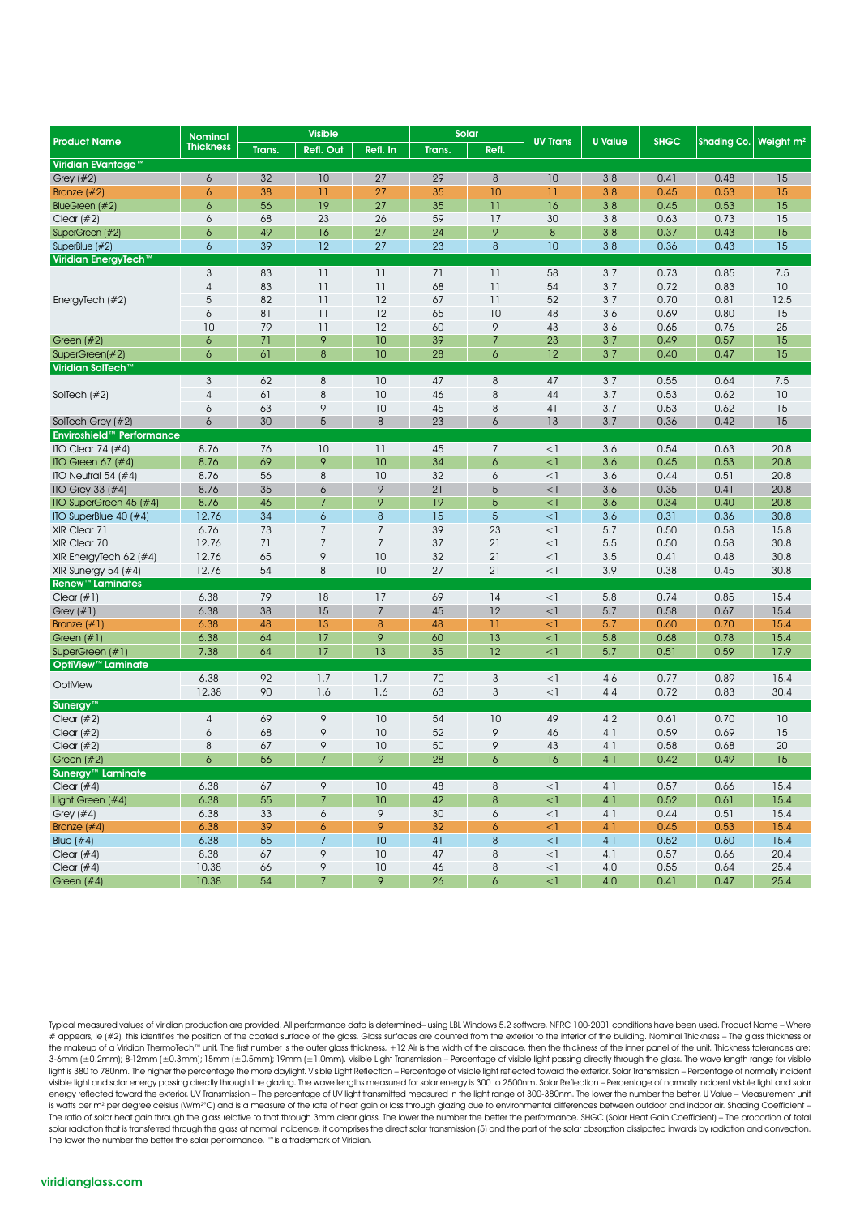| Product Name | Nominal Thickness | Visible | | | Solar | | UV Trans | U Value | SHGC | Shading Co. | Weight m² |
|---|---|---|---|---|---|---|---|---|---|---|---|
| | | Trans. | Refl. Out | Refl. In | Trans. | Refl. | | | | | |
| **Viridian EVantage™** | | | | | | | | | | | |
| Grey (#2) | 6 | 32 | 10 | 27 | 29 | 8 | 10 | 3.8 | 0.41 | 0.48 | 15 |
| Bronze (#2) | 6 | 38 | 11 | 27 | 35 | 10 | 11 | 3.8 | 0.45 | 0.53 | 15 |
| BlueGreen (#2) | 6 | 56 | 19 | 27 | 35 | 11 | 16 | 3.8 | 0.45 | 0.53 | 15 |
| Clear (#2) | 6 | 68 | 23 | 26 | 59 | 17 | 30 | 3.8 | 0.63 | 0.73 | 15 |
| SuperGreen (#2) | 6 | 49 | 16 | 27 | 24 | 9 | 8 | 3.8 | 0.37 | 0.43 | 15 |
| SuperBlue (#2) | 6 | 39 | 12 | 27 | 23 | 8 | 10 | 3.8 | 0.36 | 0.43 | 15 |
| **Viridian EnergyTech™** | | | | | | | | | | | |
| EnergyTech (#2) | 3 | 83 | 11 | 11 | 71 | 11 | 58 | 3.7 | 0.73 | 0.85 | 7.5 |
| | 4 | 83 | 11 | 11 | 68 | 11 | 54 | 3.7 | 0.72 | 0.83 | 10 |
| | 5 | 82 | 11 | 12 | 67 | 11 | 52 | 3.7 | 0.70 | 0.81 | 12.5 |
| | 6 | 81 | 11 | 12 | 65 | 10 | 48 | 3.6 | 0.69 | 0.80 | 15 |
| | 10 | 79 | 11 | 12 | 60 | 9 | 43 | 3.6 | 0.65 | 0.76 | 25 |
| Green (#2) | 6 | 71 | 9 | 10 | 39 | 7 | 23 | 3.7 | 0.49 | 0.57 | 15 |
| SuperGreen(#2) | 6 | 61 | 8 | 10 | 28 | 6 | 12 | 3.7 | 0.40 | 0.47 | 15 |
| **Viridian SolTech™** | | | | | | | | | | | |
| SolTech (#2) | 3 | 62 | 8 | 10 | 47 | 8 | 47 | 3.7 | 0.55 | 0.64 | 7.5 |
| | 4 | 61 | 8 | 10 | 46 | 8 | 44 | 3.7 | 0.53 | 0.62 | 10 |
| | 6 | 63 | 9 | 10 | 45 | 8 | 41 | 3.7 | 0.53 | 0.62 | 15 |
| SolTech Grey (#2) | 6 | 30 | 5 | 8 | 23 | 6 | 13 | 3.7 | 0.36 | 0.42 | 15 |
| **Enviroshield™ Performance** | | | | | | | | | | | |
| ITO Clear 74 (#4) | 8.76 | 76 | 10 | 11 | 45 | 7 | <1 | 3.6 | 0.54 | 0.63 | 20.8 |
| ITO Green 67 (#4) | 8.76 | 69 | 9 | 10 | 34 | 6 | <1 | 3.6 | 0.45 | 0.53 | 20.8 |
| ITO Neutral 54 (#4) | 8.76 | 56 | 8 | 10 | 32 | 6 | <1 | 3.6 | 0.44 | 0.51 | 20.8 |
| ITO Grey 33 (#4) | 8.76 | 35 | 6 | 9 | 21 | 5 | <1 | 3.6 | 0.35 | 0.41 | 20.8 |
| ITO SuperGreen 45 (#4) | 8.76 | 46 | 7 | 9 | 19 | 5 | <1 | 3.6 | 0.34 | 0.40 | 20.8 |
| ITO SuperBlue 40 (#4) | 12.76 | 34 | 6 | 8 | 15 | 5 | <1 | 3.6 | 0.31 | 0.36 | 30.8 |
| XIR Clear 71 | 6.76 | 73 | 7 | 7 | 39 | 23 | <1 | 5.7 | 0.50 | 0.58 | 15.8 |
| XIR Clear 70 | 12.76 | 71 | 7 | 7 | 37 | 21 | <1 | 5.5 | 0.50 | 0.58 | 30.8 |
| XIR EnergyTech 62 (#4) | 12.76 | 65 | 9 | 10 | 32 | 21 | <1 | 3.5 | 0.41 | 0.48 | 30.8 |
| XIR Sunergy 54 (#4) | 12.76 | 54 | 8 | 10 | 27 | 21 | <1 | 3.9 | 0.38 | 0.45 | 30.8 |
| **Renew™ Laminates** | | | | | | | | | | | |
| Clear (#1) | 6.38 | 79 | 18 | 17 | 69 | 14 | <1 | 5.8 | 0.74 | 0.85 | 15.4 |
| Grey (#1) | 6.38 | 38 | 15 | 7 | 45 | 12 | <1 | 5.7 | 0.58 | 0.67 | 15.4 |
| Bronze (#1) | 6.38 | 48 | 13 | 8 | 48 | 11 | <1 | 5.7 | 0.60 | 0.70 | 15.4 |
| Green (#1) | 6.38 | 64 | 17 | 9 | 60 | 13 | <1 | 5.8 | 0.68 | 0.78 | 15.4 |
| SuperGreen (#1) | 7.38 | 64 | 17 | 13 | 35 | 12 | <1 | 5.7 | 0.51 | 0.59 | 17.9 |
| **OptiView™ Laminate** | | | | | | | | | | | |
| OptiView | 6.38 | 92 | 1.7 | 1.7 | 70 | 3 | <1 | 4.6 | 0.77 | 0.89 | 15.4 |
| | 12.38 | 90 | 1.6 | 1.6 | 63 | 3 | <1 | 4.4 | 0.72 | 0.83 | 30.4 |
| **Sunergy™** | | | | | | | | | | | |
| Clear (#2) | 4 | 69 | 9 | 10 | 54 | 10 | 49 | 4.2 | 0.61 | 0.70 | 10 |
| Clear (#2) | 6 | 68 | 9 | 10 | 52 | 9 | 46 | 4.1 | 0.59 | 0.69 | 15 |
| Clear (#2) | 8 | 67 | 9 | 10 | 50 | 9 | 43 | 4.1 | 0.58 | 0.68 | 20 |
| Green (#2) | 6 | 56 | 7 | 9 | 28 | 6 | 16 | 4.1 | 0.42 | 0.49 | 15 |
| **Sunergy™ Laminate** | | | | | | | | | | | |
| Clear (#4) | 6.38 | 67 | 9 | 10 | 48 | 8 | <1 | 4.1 | 0.57 | 0.66 | 15.4 |
| Light Green (#4) | 6.38 | 55 | 7 | 10 | 42 | 8 | <1 | 4.1 | 0.52 | 0.61 | 15.4 |
| Grey (#4) | 6.38 | 33 | 6 | 9 | 30 | 6 | <1 | 4.1 | 0.44 | 0.51 | 15.4 |
| Bronze (#4) | 6.38 | 39 | 6 | 9 | 32 | 6 | <1 | 4.1 | 0.45 | 0.53 | 15.4 |
| Blue (#4) | 6.38 | 55 | 7 | 10 | 41 | 8 | <1 | 4.1 | 0.52 | 0.60 | 15.4 |
| Clear (#4) | 8.38 | 67 | 9 | 10 | 47 | 8 | <1 | 4.1 | 0.57 | 0.66 | 20.4 |
| Clear (#4) | 10.38 | 66 | 9 | 10 | 46 | 8 | <1 | 4.0 | 0.55 | 0.64 | 25.4 |
| Green (#4) | 10.38 | 54 | 7 | 9 | 26 | 6 | <1 | 4.0 | 0.41 | 0.47 | 25.4 |

Typical measured values of Viridian production are provided. All performance data is determined– using LBL Windows 5.2 software, NFRC 100-2001 conditions have been used. Product Name – Where # appears, ie (#2), this identifies the position of the coated surface of the glass. Glass surfaces are counted from the exterior to the interior of the building. Nominal Thickness – The glass thickness or the makeup of a Viridian ThermoTech™ unit. The first number is the outer glass thickness, +12 Air is the width of the airspace, then the thickness of the inner panel of the unit. Thickness tolerances are: 3-6mm (±0.2mm); 8-12mm (±0.3mm); 15mm (±0.5mm); 19mm (±1.0mm). Visible Light Transmission – Percentage of visible light passing directly through the glass. The wave length range for visible light is 380 to 780nm. The higher the percentage the more daylight. Visible Light Reflection – Percentage of visible light reflected toward the exterior. Solar Transmission – Percentage of normally incident visible light and solar energy passing directly through the glazing. The wave lengths measured for solar energy is 300 to 2500nm. Solar Reflection – Percentage of normally incident visible light and solar energy reflected toward the exterior. UV Transmission – The percentage of UV light transmitted measured in the light range of 300-380nm. The lower the number the better. U Value – Measurement unit is watts per m² per degree celsius (W/m²°C) and is a measure of the rate of heat gain or loss through glazing due to environmental differences between outdoor and indoor air. Shading Coefficient – The ratio of solar heat gain through the glass relative to that through 3mm clear glass. The lower the number the better the performance. SHGC (Solar Heat Gain Coefficient) – The proportion of total solar radiation that is transferred through the glass at normal incidence, it comprises the direct solar transmission (5) and the part of the solar absorption dissipated inwards by radiation and convection. The lower the number the better the solar performance. ™is a trademark of Viridian.

viridianglass.com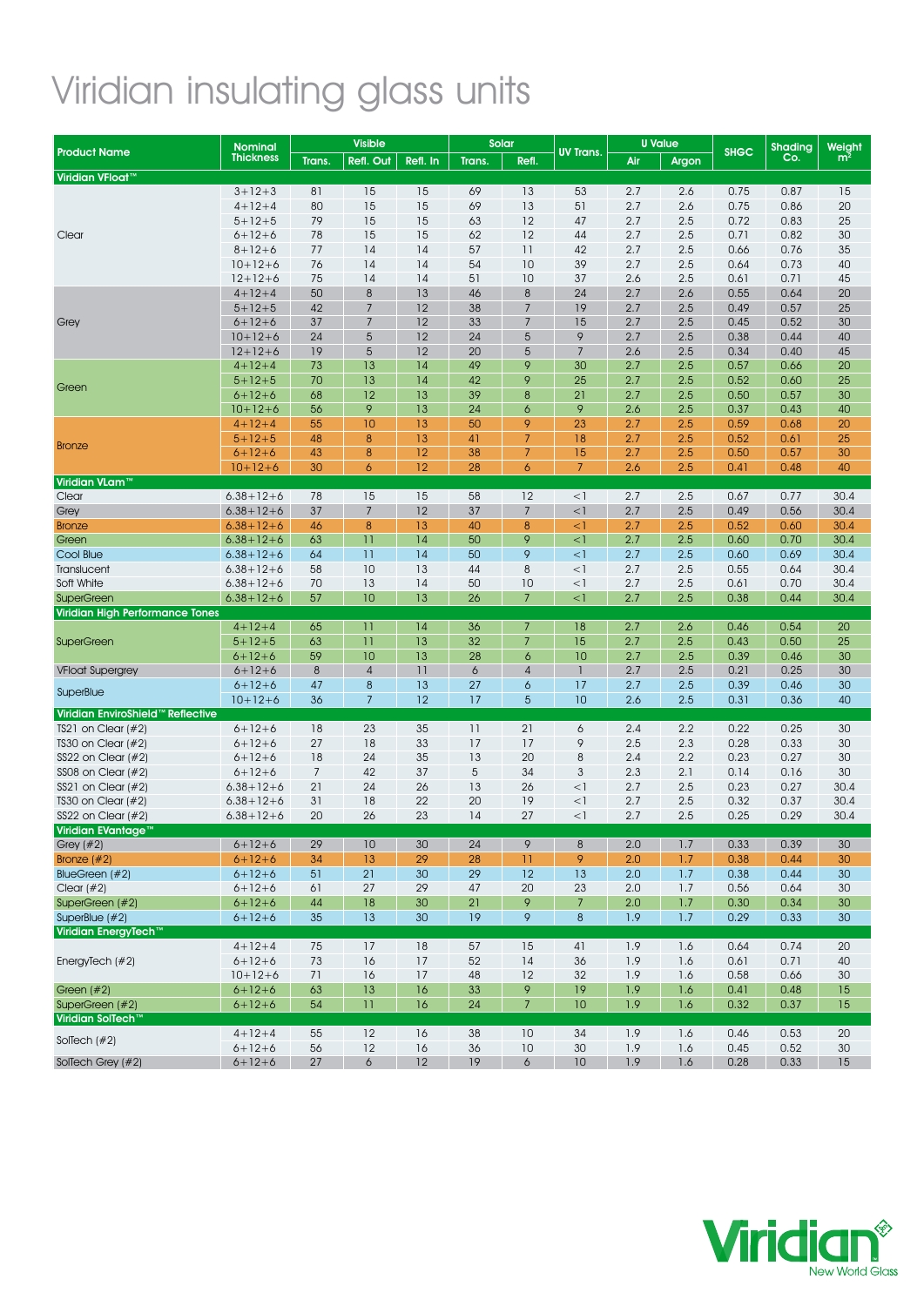# Viridian insulating glass units

| Product Name | Nominal Thickness | Visible | | | Solar | | UV Trans. | U Value | | SHGC | Shading Co. | Weight m² |
|---|---|---|---|---|---|---|---|---|---|---|---|---|
| | | Trans. | Refl. Out | Refl. In | Trans. | Refl. | | Air | Argon | | | |
| **Viridian VFloat™** | | | | | | | | | | | | |
| Clear | 3+12+3 | 81 | 15 | 15 | 69 | 13 | 53 | 2.7 | 2.6 | 0.75 | 0.87 | 15 |
| | 4+12+4 | 80 | 15 | 15 | 69 | 13 | 51 | 2.7 | 2.6 | 0.75 | 0.86 | 20 |
| | 5+12+5 | 79 | 15 | 15 | 63 | 12 | 47 | 2.7 | 2.5 | 0.72 | 0.83 | 25 |
| | 6+12+6 | 78 | 15 | 15 | 62 | 12 | 44 | 2.7 | 2.5 | 0.71 | 0.82 | 30 |
| | 8+12+6 | 77 | 14 | 14 | 57 | 11 | 42 | 2.7 | 2.5 | 0.66 | 0.76 | 35 |
| | 10+12+6 | 76 | 14 | 14 | 54 | 10 | 39 | 2.7 | 2.5 | 0.64 | 0.73 | 40 |
| | 12+12+6 | 75 | 14 | 14 | 51 | 10 | 37 | 2.6 | 2.5 | 0.61 | 0.71 | 45 |
| Grey | 4+12+4 | 50 | 8 | 13 | 46 | 8 | 24 | 2.7 | 2.6 | 0.55 | 0.64 | 20 |
| | 5+12+5 | 42 | 7 | 12 | 38 | 7 | 19 | 2.7 | 2.5 | 0.49 | 0.57 | 25 |
| | 6+12+6 | 37 | 7 | 12 | 33 | 7 | 15 | 2.7 | 2.5 | 0.45 | 0.52 | 30 |
| | 10+12+6 | 24 | 5 | 12 | 24 | 5 | 9 | 2.7 | 2.5 | 0.38 | 0.44 | 40 |
| | 12+12+6 | 19 | 5 | 12 | 20 | 5 | 7 | 2.6 | 2.5 | 0.34 | 0.40 | 45 |
| Green | 4+12+4 | 73 | 13 | 14 | 49 | 9 | 30 | 2.7 | 2.5 | 0.57 | 0.66 | 20 |
| | 5+12+5 | 70 | 13 | 14 | 42 | 9 | 25 | 2.7 | 2.5 | 0.52 | 0.60 | 25 |
| | 6+12+6 | 68 | 12 | 13 | 39 | 8 | 21 | 2.7 | 2.5 | 0.50 | 0.57 | 30 |
| | 10+12+6 | 56 | 9 | 13 | 24 | 6 | 9 | 2.6 | 2.5 | 0.37 | 0.43 | 40 |
| Bronze | 4+12+4 | 55 | 10 | 13 | 50 | 9 | 23 | 2.7 | 2.5 | 0.59 | 0.68 | 20 |
| | 5+12+5 | 48 | 8 | 13 | 41 | 7 | 18 | 2.7 | 2.5 | 0.52 | 0.61 | 25 |
| | 6+12+6 | 43 | 8 | 12 | 38 | 7 | 15 | 2.7 | 2.5 | 0.50 | 0.57 | 30 |
| | 10+12+6 | 30 | 6 | 12 | 28 | 6 | 7 | 2.6 | 2.5 | 0.41 | 0.48 | 40 |
| **Viridian VLam™** | | | | | | | | | | | | |
| Clear | 6.38+12+6 | 78 | 15 | 15 | 58 | 12 | <1 | 2.7 | 2.5 | 0.67 | 0.77 | 30.4 |
| Grey | 6.38+12+6 | 37 | 7 | 12 | 37 | 7 | <1 | 2.7 | 2.5 | 0.49 | 0.56 | 30.4 |
| Bronze | 6.38+12+6 | 46 | 8 | 13 | 40 | 8 | <1 | 2.7 | 2.5 | 0.52 | 0.60 | 30.4 |
| Green | 6.38+12+6 | 63 | 11 | 14 | 50 | 9 | <1 | 2.7 | 2.5 | 0.60 | 0.70 | 30.4 |
| Cool Blue | 6.38+12+6 | 64 | 11 | 14 | 50 | 9 | <1 | 2.7 | 2.5 | 0.60 | 0.69 | 30.4 |
| Translucent | 6.38+12+6 | 58 | 10 | 13 | 44 | 8 | <1 | 2.7 | 2.5 | 0.55 | 0.64 | 30.4 |
| Soft White | 6.38+12+6 | 70 | 13 | 14 | 50 | 10 | <1 | 2.7 | 2.5 | 0.61 | 0.70 | 30.4 |
| SuperGreen | 6.38+12+6 | 57 | 10 | 13 | 26 | 7 | <1 | 2.7 | 2.5 | 0.38 | 0.44 | 30.4 |
| **Viridian High Performance Tones** | | | | | | | | | | | | |
| SuperGreen | 4+12+4 | 65 | 11 | 14 | 36 | 7 | 18 | 2.7 | 2.6 | 0.46 | 0.54 | 20 |
| | 5+12+5 | 63 | 11 | 13 | 32 | 7 | 15 | 2.7 | 2.5 | 0.43 | 0.50 | 25 |
| | 6+12+6 | 59 | 10 | 13 | 28 | 6 | 10 | 2.7 | 2.5 | 0.39 | 0.46 | 30 |
| VFloat Supergrey | 6+12+6 | 8 | 4 | 11 | 6 | 4 | 1 | 2.7 | 2.5 | 0.21 | 0.25 | 30 |
| SuperBlue | 6+12+6 | 47 | 8 | 13 | 27 | 6 | 17 | 2.7 | 2.5 | 0.39 | 0.46 | 30 |
| | 10+12+6 | 36 | 7 | 12 | 17 | 5 | 10 | 2.6 | 2.5 | 0.31 | 0.36 | 40 |
| **Viridian EnviroShield™ Reflective** | | | | | | | | | | | | |
| TS21 on Clear (#2) | 6+12+6 | 18 | 23 | 35 | 11 | 21 | 6 | 2.4 | 2.2 | 0.22 | 0.25 | 30 |
| TS30 on Clear (#2) | 6+12+6 | 27 | 18 | 33 | 17 | 17 | 9 | 2.5 | 2.3 | 0.28 | 0.33 | 30 |
| SS22 on Clear (#2) | 6+12+6 | 18 | 24 | 35 | 13 | 20 | 8 | 2.4 | 2.2 | 0.23 | 0.27 | 30 |
| SS08 on Clear (#2) | 6+12+6 | 7 | 42 | 37 | 5 | 34 | 3 | 2.3 | 2.1 | 0.14 | 0.16 | 30 |
| SS21 on Clear (#2) | 6.38+12+6 | 21 | 24 | 26 | 13 | 26 | <1 | 2.7 | 2.5 | 0.23 | 0.27 | 30.4 |
| TS30 on Clear (#2) | 6.38+12+6 | 31 | 18 | 22 | 20 | 19 | <1 | 2.7 | 2.5 | 0.32 | 0.37 | 30.4 |
| SS22 on Clear (#2) | 6.38+12+6 | 20 | 26 | 23 | 14 | 27 | <1 | 2.7 | 2.5 | 0.25 | 0.29 | 30.4 |
| **Viridian EVantage™** | | | | | | | | | | | | |
| Grey (#2) | 6+12+6 | 29 | 10 | 30 | 24 | 9 | 8 | 2.0 | 1.7 | 0.33 | 0.39 | 30 |
| Bronze (#2) | 6+12+6 | 34 | 13 | 29 | 28 | 11 | 9 | 2.0 | 1.7 | 0.38 | 0.44 | 30 |
| BlueGreen (#2) | 6+12+6 | 51 | 21 | 30 | 29 | 12 | 13 | 2.0 | 1.7 | 0.38 | 0.44 | 30 |
| Clear (#2) | 6+12+6 | 61 | 27 | 29 | 47 | 20 | 23 | 2.0 | 1.7 | 0.56 | 0.64 | 30 |
| SuperGreen (#2) | 6+12+6 | 44 | 18 | 30 | 21 | 9 | 7 | 2.0 | 1.7 | 0.30 | 0.34 | 30 |
| SuperBlue (#2) | 6+12+6 | 35 | 13 | 30 | 19 | 9 | 8 | 1.9 | 1.7 | 0.29 | 0.33 | 30 |
| **Viridian EnergyTech™** | | | | | | | | | | | | |
| EnergyTech (#2) | 4+12+4 | 75 | 17 | 18 | 57 | 15 | 41 | 1.9 | 1.6 | 0.64 | 0.74 | 20 |
| | 6+12+6 | 73 | 16 | 17 | 52 | 14 | 36 | 1.9 | 1.6 | 0.61 | 0.71 | 40 |
| | 10+12+6 | 71 | 16 | 17 | 48 | 12 | 32 | 1.9 | 1.6 | 0.58 | 0.66 | 30 |
| Green (#2) | 6+12+6 | 63 | 13 | 16 | 33 | 9 | 19 | 1.9 | 1.6 | 0.41 | 0.48 | 15 |
| SuperGreen (#2) | 6+12+6 | 54 | 11 | 16 | 24 | 7 | 10 | 1.9 | 1.6 | 0.32 | 0.37 | 15 |
| **Viridian SolTech™** | | | | | | | | | | | | |
| SolTech (#2) | 4+12+4 | 55 | 12 | 16 | 38 | 10 | 34 | 1.9 | 1.6 | 0.46 | 0.53 | 20 |
| | 6+12+6 | 56 | 12 | 16 | 36 | 10 | 30 | 1.9 | 1.6 | 0.45 | 0.52 | 30 |
| SolTech Grey (#2) | 6+12+6 | 27 | 6 | 12 | 19 | 6 | 10 | 1.9 | 1.6 | 0.28 | 0.33 | 15 |

Viridian New World Glass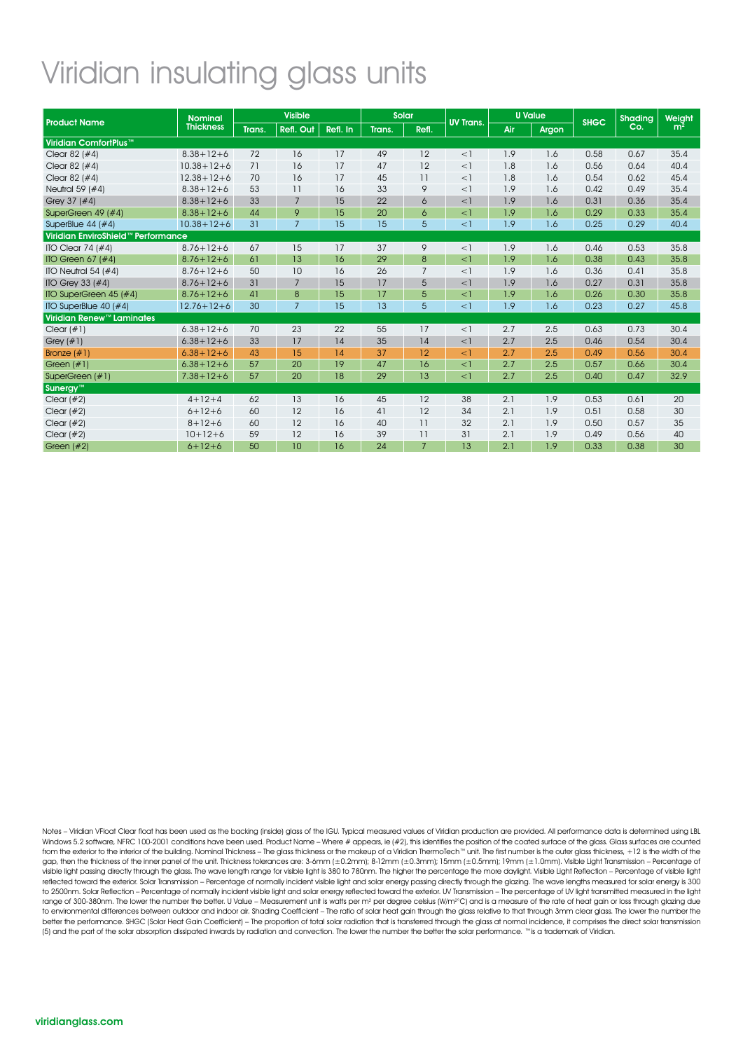# Viridian insulating glass units

| Product Name | Nominal Thickness | Visible | | | Solar | | UV Trans. | U Value | | SHGC | Shading Co. | Weight $m^2$ |
|---|---|---|---|---|---|---|---|---|---|---|---|---|
| | | Trans. | Refl. Out | Refl. In | Trans. | Refl. | | Air | Argon | | | |
| **Viridian ComfortPlus™** | | | | | | | | | | | | |
| Clear 82 (#4) | 8.38+12+6 | 72 | 16 | 17 | 49 | 12 | <1 | 1.9 | 1.6 | 0.58 | 0.67 | 35.4 |
| Clear 82 (#4) | 10.38+12+6 | 71 | 16 | 17 | 47 | 12 | <1 | 1.8 | 1.6 | 0.56 | 0.64 | 40.4 |
| Clear 82 (#4) | 12.38+12+6 | 70 | 16 | 17 | 45 | 11 | <1 | 1.8 | 1.6 | 0.54 | 0.62 | 45.4 |
| Neutral 59 (#4) | 8.38+12+6 | 53 | 11 | 16 | 33 | 9 | <1 | 1.9 | 1.6 | 0.42 | 0.49 | 35.4 |
| Grey 37 (#4) | 8.38+12+6 | 33 | 7 | 15 | 22 | 6 | <1 | 1.9 | 1.6 | 0.31 | 0.36 | 35.4 |
| SuperGreen 49 (#4) | 8.38+12+6 | 44 | 9 | 15 | 20 | 6 | <1 | 1.9 | 1.6 | 0.29 | 0.33 | 35.4 |
| SuperBlue 44 (#4) | 10.38+12+6 | 31 | 7 | 15 | 15 | 5 | <1 | 1.9 | 1.6 | 0.25 | 0.29 | 40.4 |
| **Viridian EnviroShield™ Performance** | | | | | | | | | | | | |
| ITO Clear 74 (#4) | 8.76+12+6 | 67 | 15 | 17 | 37 | 9 | <1 | 1.9 | 1.6 | 0.46 | 0.53 | 35.8 |
| ITO Green 67 (#4) | 8.76+12+6 | 61 | 13 | 16 | 29 | 8 | <1 | 1.9 | 1.6 | 0.38 | 0.43 | 35.8 |
| ITO Neutral 54 (#4) | 8.76+12+6 | 50 | 10 | 16 | 26 | 7 | <1 | 1.9 | 1.6 | 0.36 | 0.41 | 35.8 |
| ITO Grey 33 (#4) | 8.76+12+6 | 31 | 7 | 15 | 17 | 5 | <1 | 1.9 | 1.6 | 0.27 | 0.31 | 35.8 |
| ITO SuperGreen 45 (#4) | 8.76+12+6 | 41 | 8 | 15 | 17 | 5 | <1 | 1.9 | 1.6 | 0.26 | 0.30 | 35.8 |
| ITO SuperBlue 40 (#4) | 12.76+12+6 | 30 | 7 | 15 | 13 | 5 | <1 | 1.9 | 1.6 | 0.23 | 0.27 | 45.8 |
| **Viridian Renew™ Laminates** | | | | | | | | | | | | |
| Clear (#1) | 6.38+12+6 | 70 | 23 | 22 | 55 | 17 | <1 | 2.7 | 2.5 | 0.63 | 0.73 | 30.4 |
| Grey (#1) | 6.38+12+6 | 33 | 17 | 14 | 35 | 14 | <1 | 2.7 | 2.5 | 0.46 | 0.54 | 30.4 |
| Bronze (#1) | 6.38+12+6 | 43 | 15 | 14 | 37 | 12 | <1 | 2.7 | 2.5 | 0.49 | 0.56 | 30.4 |
| Green (#1) | 6.38+12+6 | 57 | 20 | 19 | 47 | 16 | <1 | 2.7 | 2.5 | 0.57 | 0.66 | 30.4 |
| SuperGreen (#1) | 7.38+12+6 | 57 | 20 | 18 | 29 | 13 | <1 | 2.7 | 2.5 | 0.40 | 0.47 | 32.9 |
| **Sunergy™** | | | | | | | | | | | | |
| Clear (#2) | 4+12+4 | 62 | 13 | 16 | 45 | 12 | 38 | 2.1 | 1.9 | 0.53 | 0.61 | 20 |
| Clear (#2) | 6+12+6 | 60 | 12 | 16 | 41 | 12 | 34 | 2.1 | 1.9 | 0.51 | 0.58 | 30 |
| Clear (#2) | 8+12+6 | 60 | 12 | 16 | 40 | 11 | 32 | 2.1 | 1.9 | 0.50 | 0.57 | 35 |
| Clear (#2) | 10+12+6 | 59 | 12 | 16 | 39 | 11 | 31 | 2.1 | 1.9 | 0.49 | 0.56 | 40 |
| Green (#2) | 6+12+6 | 50 | 10 | 16 | 24 | 7 | 13 | 2.1 | 1.9 | 0.33 | 0.38 | 30 |

Notes – Viridian VFloat Clear float has been used as the backing (inside) glass of the IGU. Typical measured values of Viridian production are provided. All performance data is determined using LBL Windows 5.2 software, NFRC 100-2001 conditions have been used. Product Name – Where # appears, ie (#2), this identifies the position of the coated surface of the glass. Glass surfaces are counted from the exterior to the interior of the building. Nominal Thickness – The glass thickness or the makeup of a Viridian ThermoTech™ unit. The first number is the outer glass thickness, +12 is the width of the gap, then the thickness of the inner panel of the unit. Thickness tolerances are: 3-6mm (±0.2mm); 8-12mm (±0.3mm); 15mm (±0.5mm); 19mm (±1.0mm). Visible Light Transmission – Percentage of visible light passing directly through the glass. The wave length range for visible light is 380 to 780nm. The higher the percentage the more daylight. Visible Light Reflection – Percentage of visible light reflected toward the exterior. Solar Transmission – Percentage of normally incident visible light and solar energy passing directly through the glazing. The wave lengths measured for solar energy is 300 to 2500nm. Solar Reflection – Percentage of normally incident visible light and solar energy reflected toward the exterior. UV Transmission – The percentage of UV light transmitted measured in the light range of 300-380nm. The lower the number the better. U Value – Measurement unit is watts per $m^2$ per degree celsius (W/$m^2$°C) and is a measure of the rate of heat gain or loss through glazing due to environmental differences between outdoor and indoor air. Shading Coefficient – The ratio of solar heat gain through the glass relative to that through 3mm clear glass. The lower the number the better the performance. SHGC (Solar Heat Gain Coefficient) – The proportion of total solar radiation that is transferred through the glass at normal incidence, it comprises the direct solar transmission (5) and the part of the solar absorption dissipated inwards by radiation and convection. The lower the number the better the solar performance. ™is a trademark of Viridian.

viridianglass.com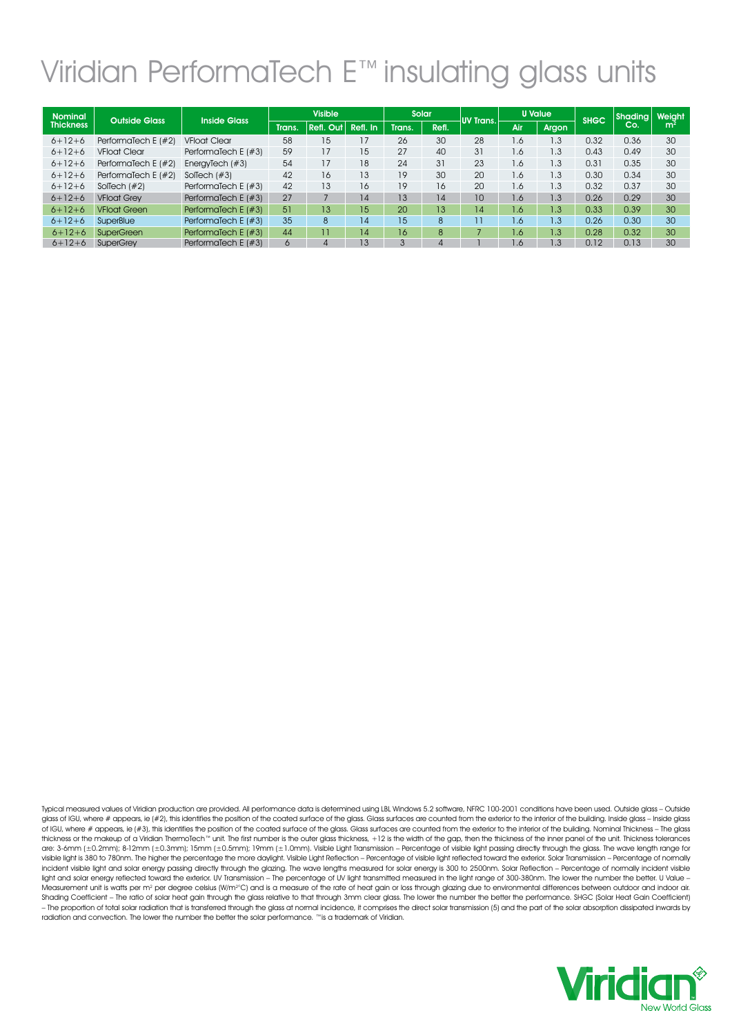# Viridian PerformaTech E™ insulating glass units

| Nominal Thickness | Outside Glass | Inside Glass | Visible | | | Solar | | UV Trans. | U Value | | SHGC | Shading Co. | Weight m² |
|---|---|---|---|---|---|---|---|---|---|---|---|---|---|
| | | | Trans. | Refl. Out | Refl. In | Trans. | Refl. | | Air | Argon | | | |
| 6+12+6 | PerformaTech E (#2) | VFloat Clear | 58 | 15 | 17 | 26 | 30 | 28 | 1.6 | 1.3 | 0.32 | 0.36 | 30 |
| 6+12+6 | VFloat Clear | PerformaTech E (#3) | 59 | 17 | 15 | 27 | 40 | 31 | 1.6 | 1.3 | 0.43 | 0.49 | 30 |
| 6+12+6 | PerformaTech E (#2) | EnergyTech (#3) | 54 | 17 | 18 | 24 | 31 | 23 | 1.6 | 1.3 | 0.31 | 0.35 | 30 |
| 6+12+6 | PerformaTech E (#2) | SolTech (#3) | 42 | 16 | 13 | 19 | 30 | 20 | 1.6 | 1.3 | 0.30 | 0.34 | 30 |
| 6+12+6 | SolTech (#2) | PerformaTech E (#3) | 42 | 13 | 16 | 19 | 16 | 20 | 1.6 | 1.3 | 0.32 | 0.37 | 30 |
| 6+12+6 | VFloat Grey | PerformaTech E (#3) | 27 | 7 | 14 | 13 | 14 | 10 | 1.6 | 1.3 | 0.26 | 0.29 | 30 |
| 6+12+6 | VFloat Green | PerformaTech E (#3) | 51 | 13 | 15 | 20 | 13 | 14 | 1.6 | 1.3 | 0.33 | 0.39 | 30 |
| 6+12+6 | SuperBlue | PerformaTech E (#3) | 35 | 8 | 14 | 15 | 8 | 11 | 1.6 | 1.3 | 0.26 | 0.30 | 30 |
| 6+12+6 | SuperGreen | PerformaTech E (#3) | 44 | 11 | 14 | 16 | 8 | 7 | 1.6 | 1.3 | 0.28 | 0.32 | 30 |
| 6+12+6 | SuperGrey | PerformaTech E (#3) | 6 | 4 | 13 | 3 | 4 | 1 | 1.6 | 1.3 | 0.12 | 0.13 | 30 |

Typical measured values of Viridian production are provided. All performance data is determined using LBL Windows 5.2 software, NFRC 100-2001 conditions have been used. Outside glass – Outside glass of IGU, where # appears, ie (#2), this identifies the position of the coated surface of the glass. Glass surfaces are counted from the exterior to the interior of the building. Inside glass – Inside glass of IGU, where # appears, ie (#3), this identifies the position of the coated surface of the glass. Glass surfaces are counted from the exterior to the interior of the building. Nominal Thickness – The glass thickness or the makeup of a Viridian ThermoTech™ unit. The first number is the outer glass thickness, +12 is the width of the gap, then the thickness of the inner panel of the unit. Thickness tolerances are: 3-6mm (±0.2mm); 8-12mm (±0.3mm); 15mm (±0.5mm); 19mm (±1.0mm). Visible Light Transmission – Percentage of visible light passing directly through the glass. The wave length range for visible light is 380 to 780nm. The higher the percentage the more daylight. Visible Light Reflection – Percentage of visible light reflected toward the exterior. Solar Transmission – Percentage of normally incident visible light and solar energy passing directly through the glazing. The wave lengths measured for solar energy is 300 to 2500nm. Solar Reflection – Percentage of normally incident visible light and solar energy reflected toward the exterior. UV Transmission – The percentage of UV light transmitted measured in the light range of 300-380nm. The lower the number the better. U Value – Measurement unit is watts per m² per degree celsius (W/m²°C) and is a measure of the rate of heat gain or loss through glazing due to environmental differences between outdoor and indoor air. Shading Coefficient – The ratio of solar heat gain through the glass relative to that through 3mm clear glass. The lower the number the better the performance. SHGC (Solar Heat Gain Coefficient) – The proportion of total solar radiation that is transferred through the glass at normal incidence, it comprises the direct solar transmission (5) and the part of the solar absorption dissipated inwards by radiation and convection. The lower the number the better the solar performance. ™is a trademark of Viridian.

Viridian
New World Glass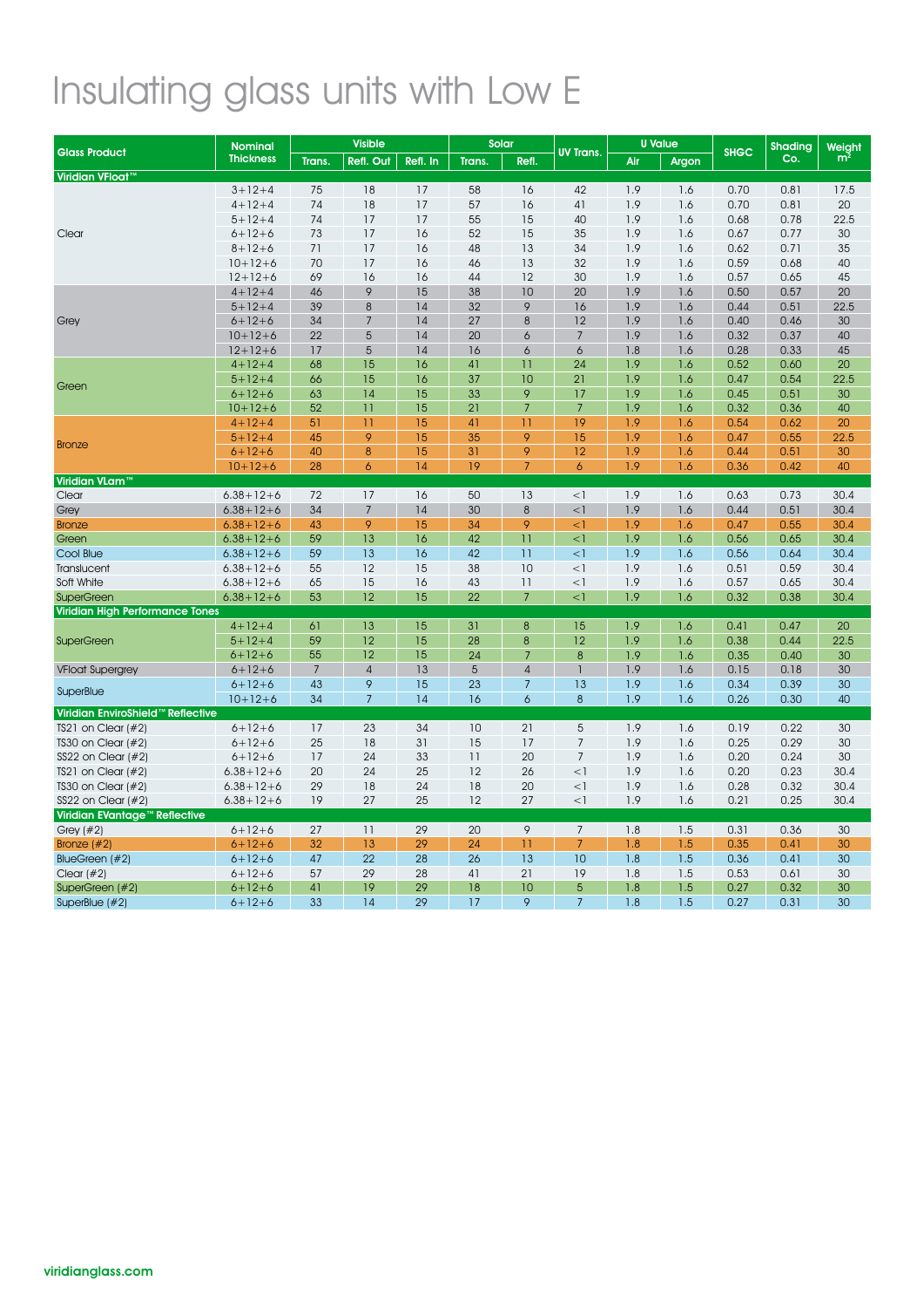# Insulating glass units with Low E

| Glass Product | Nominal Thickness | Visible | | | Solar | | UV Trans. | U Value | | SHGC | Shading Co. | Weight $m^2$ |
|---|---|---|---|---|---|---|---|---|---|---|---|---|
| | | Trans. | Refl. Out | Refl. In | Trans. | Refl. | | Air | Argon | | | |
| **Viridian VFloat™** | | | | | | | | | | | | |
| Clear | 3+12+4 | 75 | 18 | 17 | 58 | 16 | 42 | 1.9 | 1.6 | 0.70 | 0.81 | 17.5 |
| | 4+12+4 | 74 | 18 | 17 | 57 | 16 | 41 | 1.9 | 1.6 | 0.70 | 0.81 | 20 |
| | 5+12+4 | 74 | 17 | 17 | 55 | 15 | 40 | 1.9 | 1.6 | 0.68 | 0.78 | 22.5 |
| | 6+12+6 | 73 | 17 | 16 | 52 | 15 | 35 | 1.9 | 1.6 | 0.67 | 0.77 | 30 |
| | 8+12+6 | 71 | 17 | 16 | 48 | 13 | 34 | 1.9 | 1.6 | 0.62 | 0.71 | 35 |
| | 10+12+6 | 70 | 17 | 16 | 46 | 13 | 32 | 1.9 | 1.6 | 0.59 | 0.68 | 40 |
| | 12+12+6 | 69 | 16 | 16 | 44 | 12 | 30 | 1.9 | 1.6 | 0.57 | 0.65 | 45 |
| Grey | 4+12+4 | 46 | 9 | 15 | 38 | 10 | 20 | 1.9 | 1.6 | 0.50 | 0.57 | 20 |
| | 5+12+4 | 39 | 8 | 14 | 32 | 9 | 16 | 1.9 | 1.6 | 0.44 | 0.51 | 22.5 |
| | 6+12+6 | 34 | 7 | 14 | 27 | 8 | 12 | 1.9 | 1.6 | 0.40 | 0.46 | 30 |
| | 10+12+6 | 22 | 5 | 14 | 20 | 6 | 7 | 1.9 | 1.6 | 0.32 | 0.37 | 40 |
| | 12+12+6 | 17 | 5 | 14 | 16 | 6 | 6 | 1.8 | 1.6 | 0.28 | 0.33 | 45 |
| Green | 4+12+4 | 68 | 15 | 16 | 41 | 11 | 24 | 1.9 | 1.6 | 0.52 | 0.60 | 20 |
| | 5+12+4 | 66 | 15 | 16 | 37 | 10 | 21 | 1.9 | 1.6 | 0.47 | 0.54 | 22.5 |
| | 6+12+6 | 63 | 14 | 15 | 33 | 9 | 17 | 1.9 | 1.6 | 0.45 | 0.51 | 30 |
| | 10+12+6 | 52 | 11 | 15 | 21 | 7 | 7 | 1.9 | 1.6 | 0.32 | 0.36 | 40 |
| Bronze | 4+12+4 | 51 | 11 | 15 | 41 | 11 | 19 | 1.9 | 1.6 | 0.54 | 0.62 | 20 |
| | 5+12+4 | 45 | 9 | 15 | 35 | 9 | 15 | 1.9 | 1.6 | 0.47 | 0.55 | 22.5 |
| | 6+12+6 | 40 | 8 | 15 | 31 | 9 | 12 | 1.9 | 1.6 | 0.44 | 0.51 | 30 |
| | 10+12+6 | 28 | 6 | 14 | 19 | 7 | 6 | 1.9 | 1.6 | 0.36 | 0.42 | 40 |
| **Viridian VLam™** | | | | | | | | | | | | |
| Clear | 6.38+12+6 | 72 | 17 | 16 | 50 | 13 | <1 | 1.9 | 1.6 | 0.63 | 0.73 | 30.4 |
| Grey | 6.38+12+6 | 34 | 7 | 14 | 30 | 8 | <1 | 1.9 | 1.6 | 0.44 | 0.51 | 30.4 |
| Bronze | 6.38+12+6 | 43 | 9 | 15 | 34 | 9 | <1 | 1.9 | 1.6 | 0.47 | 0.55 | 30.4 |
| Green | 6.38+12+6 | 59 | 13 | 16 | 42 | 11 | <1 | 1.9 | 1.6 | 0.56 | 0.65 | 30.4 |
| Cool Blue | 6.38+12+6 | 59 | 13 | 16 | 42 | 11 | <1 | 1.9 | 1.6 | 0.56 | 0.64 | 30.4 |
| Translucent | 6.38+12+6 | 55 | 12 | 15 | 38 | 10 | <1 | 1.9 | 1.6 | 0.51 | 0.59 | 30.4 |
| Soft White | 6.38+12+6 | 65 | 15 | 16 | 43 | 11 | <1 | 1.9 | 1.6 | 0.57 | 0.65 | 30.4 |
| SuperGreen | 6.38+12+6 | 53 | 12 | 15 | 22 | 7 | <1 | 1.9 | 1.6 | 0.32 | 0.38 | 30.4 |
| **Viridian High Performance Tones** | | | | | | | | | | | | |
| SuperGreen | 4+12+4 | 61 | 13 | 15 | 31 | 8 | 15 | 1.9 | 1.6 | 0.41 | 0.47 | 20 |
| | 5+12+4 | 59 | 12 | 15 | 28 | 8 | 12 | 1.9 | 1.6 | 0.38 | 0.44 | 22.5 |
| | 6+12+6 | 55 | 12 | 15 | 24 | 7 | 8 | 1.9 | 1.6 | 0.35 | 0.40 | 30 |
| VFloat Supergrey | 6+12+6 | 7 | 4 | 13 | 5 | 4 | 1 | 1.9 | 1.6 | 0.15 | 0.18 | 30 |
| SuperBlue | 6+12+6 | 43 | 9 | 15 | 23 | 7 | 13 | 1.9 | 1.6 | 0.34 | 0.39 | 30 |
| | 10+12+6 | 34 | 7 | 14 | 16 | 6 | 8 | 1.9 | 1.6 | 0.26 | 0.30 | 40 |
| **Viridian EnviroShield™ Reflective** | | | | | | | | | | | | |
| TS21 on Clear (#2) | 6+12+6 | 17 | 23 | 34 | 10 | 21 | 5 | 1.9 | 1.6 | 0.19 | 0.22 | 30 |
| TS30 on Clear (#2) | 6+12+6 | 25 | 18 | 31 | 15 | 17 | 7 | 1.9 | 1.6 | 0.25 | 0.29 | 30 |
| SS22 on Clear (#2) | 6+12+6 | 17 | 24 | 33 | 11 | 20 | 7 | 1.9 | 1.6 | 0.20 | 0.24 | 30 |
| TS21 on Clear (#2) | 6.38+12+6 | 20 | 24 | 25 | 12 | 26 | <1 | 1.9 | 1.6 | 0.20 | 0.23 | 30.4 |
| TS30 on Clear (#2) | 6.38+12+6 | 29 | 18 | 24 | 18 | 20 | <1 | 1.9 | 1.6 | 0.28 | 0.32 | 30.4 |
| SS22 on Clear (#2) | 6.38+12+6 | 19 | 27 | 25 | 12 | 27 | <1 | 1.9 | 1.6 | 0.21 | 0.25 | 30.4 |
| **Viridian EVantage™ Reflective** | | | | | | | | | | | | |
| Grey (#2) | 6+12+6 | 27 | 11 | 29 | 20 | 9 | 7 | 1.8 | 1.5 | 0.31 | 0.36 | 30 |
| Bronze (#2) | 6+12+6 | 32 | 13 | 29 | 24 | 11 | 7 | 1.8 | 1.5 | 0.35 | 0.41 | 30 |
| BlueGreen (#2) | 6+12+6 | 47 | 22 | 28 | 26 | 13 | 10 | 1.8 | 1.5 | 0.36 | 0.41 | 30 |
| Clear (#2) | 6+12+6 | 57 | 29 | 28 | 41 | 21 | 19 | 1.8 | 1.5 | 0.53 | 0.61 | 30 |
| SuperGreen (#2) | 6+12+6 | 41 | 19 | 29 | 18 | 10 | 5 | 1.8 | 1.5 | 0.27 | 0.32 | 30 |
| SuperBlue (#2) | 6+12+6 | 33 | 14 | 29 | 17 | 9 | 7 | 1.8 | 1.5 | 0.27 | 0.31 | 30 |

viridianglass.com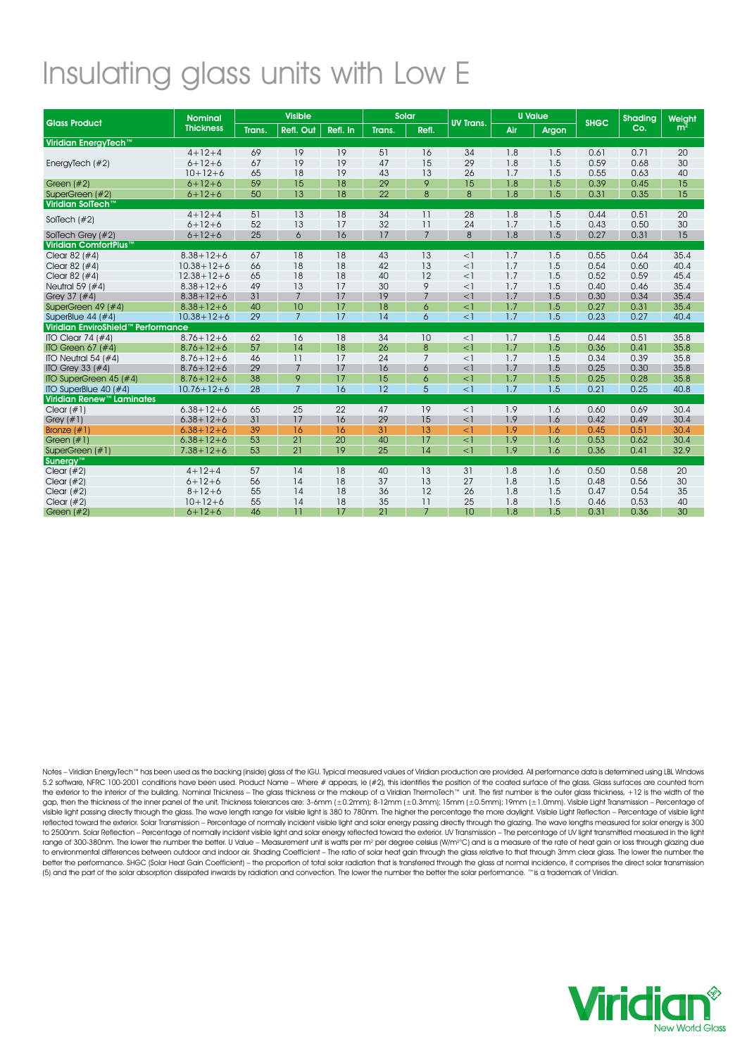# Insulating glass units with Low E

| Glass Product | Nominal Thickness | Visible | | | Solar | | UV Trans. | U Value | | SHGC | Shading Co. | Weight $m^2$ |
|---|---|---|---|---|---|---|---|---|---|---|---|---|
| | | Trans. | Refl. Out | Refl. In | Trans. | Refl. | | Air | Argon | | | |
| **Viridian EnergyTech™** | | | | | | | | | | | | |
| EnergyTech (#2) | 4+12+4 | 69 | 19 | 19 | 51 | 16 | 34 | 1.8 | 1.5 | 0.61 | 0.71 | 20 |
| | 6+12+6 | 67 | 19 | 19 | 47 | 15 | 29 | 1.8 | 1.5 | 0.59 | 0.68 | 30 |
| | 10+12+6 | 65 | 18 | 19 | 43 | 13 | 26 | 1.7 | 1.5 | 0.55 | 0.63 | 40 |
| Green (#2) | 6+12+6 | 59 | 15 | 18 | 29 | 9 | 15 | 1.8 | 1.5 | 0.39 | 0.45 | 15 |
| SuperGreen (#2) | 6+12+6 | 50 | 13 | 18 | 22 | 8 | 8 | 1.8 | 1.5 | 0.31 | 0.35 | 15 |
| **Viridian SolTech™** | | | | | | | | | | | | |
| SolTech (#2) | 4+12+4 | 51 | 13 | 18 | 34 | 11 | 28 | 1.8 | 1.5 | 0.44 | 0.51 | 20 |
| | 6+12+6 | 52 | 13 | 17 | 32 | 11 | 24 | 1.7 | 1.5 | 0.43 | 0.50 | 30 |
| SolTech Grey (#2) | 6+12+6 | 25 | 6 | 16 | 17 | 7 | 8 | 1.8 | 1.5 | 0.27 | 0.31 | 15 |
| **Viridian ComfortPlus™** | | | | | | | | | | | | |
| Clear 82 (#4) | 8.38+12+6 | 67 | 18 | 18 | 43 | 13 | <1 | 1.7 | 1.5 | 0.55 | 0.64 | 35.4 |
| Clear 82 (#4) | 10.38+12+6 | 66 | 18 | 18 | 42 | 13 | <1 | 1.7 | 1.5 | 0.54 | 0.60 | 40.4 |
| Clear 82 (#4) | 12.38+12+6 | 65 | 18 | 18 | 40 | 12 | <1 | 1.7 | 1.5 | 0.52 | 0.59 | 45.4 |
| Neutral 59 (#4) | 8.38+12+6 | 49 | 13 | 17 | 30 | 9 | <1 | 1.7 | 1.5 | 0.40 | 0.46 | 35.4 |
| Grey 37 (#4) | 8.38+12+6 | 31 | 7 | 17 | 19 | 7 | <1 | 1.7 | 1.5 | 0.30 | 0.34 | 35.4 |
| SuperGreen 49 (#4) | 8.38+12+6 | 40 | 10 | 17 | 18 | 6 | <1 | 1.7 | 1.5 | 0.27 | 0.31 | 35.4 |
| SuperBlue 44 (#4) | 10.38+12+6 | 29 | 7 | 17 | 14 | 6 | <1 | 1.7 | 1.5 | 0.23 | 0.27 | 40.4 |
| **Viridian EnviroShield™ Performance** | | | | | | | | | | | | |
| ITO Clear 74 (#4) | 8.76+12+6 | 62 | 16 | 18 | 34 | 10 | <1 | 1.7 | 1.5 | 0.44 | 0.51 | 35.8 |
| ITO Green 67 (#4) | 8.76+12+6 | 57 | 14 | 18 | 26 | 8 | <1 | 1.7 | 1.5 | 0.36 | 0.41 | 35.8 |
| ITO Neutral 54 (#4) | 8.76+12+6 | 46 | 11 | 17 | 24 | 7 | <1 | 1.7 | 1.5 | 0.34 | 0.39 | 35.8 |
| ITO Grey 33 (#4) | 8.76+12+6 | 29 | 7 | 17 | 16 | 6 | <1 | 1.7 | 1.5 | 0.25 | 0.30 | 35.8 |
| ITO SuperGreen 45 (#4) | 8.76+12+6 | 38 | 9 | 17 | 15 | 6 | <1 | 1.7 | 1.5 | 0.25 | 0.28 | 35.8 |
| ITO SuperBlue 40 (#4) | 10.76+12+6 | 28 | 7 | 16 | 12 | 5 | <1 | 1.7 | 1.5 | 0.21 | 0.25 | 40.8 |
| **Viridian Renew™ Laminates** | | | | | | | | | | | | |
| Clear (#1) | 6.38+12+6 | 65 | 25 | 22 | 47 | 19 | <1 | 1.9 | 1.6 | 0.60 | 0.69 | 30.4 |
| Grey (#1) | 6.38+12+6 | 31 | 17 | 16 | 29 | 15 | <1 | 1.9 | 1.6 | 0.42 | 0.49 | 30.4 |
| Bronze (#1) | 6.38+12+6 | 39 | 16 | 16 | 31 | 13 | <1 | 1.9 | 1.6 | 0.45 | 0.51 | 30.4 |
| Green (#1) | 6.38+12+6 | 53 | 21 | 20 | 40 | 17 | <1 | 1.9 | 1.6 | 0.53 | 0.62 | 30.4 |
| SuperGreen (#1) | 7.38+12+6 | 53 | 21 | 19 | 25 | 14 | <1 | 1.9 | 1.6 | 0.36 | 0.41 | 32.9 |
| **Sunergy™** | | | | | | | | | | | | |
| Clear (#2) | 4+12+4 | 57 | 14 | 18 | 40 | 13 | 31 | 1.8 | 1.6 | 0.50 | 0.58 | 20 |
| Clear (#2) | 6+12+6 | 56 | 14 | 18 | 37 | 13 | 27 | 1.8 | 1.5 | 0.48 | 0.56 | 30 |
| Clear (#2) | 8+12+6 | 55 | 14 | 18 | 36 | 12 | 26 | 1.8 | 1.5 | 0.47 | 0.54 | 35 |
| Clear (#2) | 10+12+6 | 55 | 14 | 18 | 35 | 11 | 25 | 1.8 | 1.5 | 0.46 | 0.53 | 40 |
| Green (#2) | 6+12+6 | 46 | 11 | 17 | 21 | 7 | 10 | 1.8 | 1.5 | 0.31 | 0.36 | 30 |

Notes – Viridian EnergyTech™ has been used as the backing (inside) glass of the IGU. Typical measured values of Viridian production are provided. All performance data is determined using LBL Windows 5.2 software, NFRC 100-2001 conditions have been used. Product Name – Where # appears, ie (#2), this identifies the position of the coated surface of the glass. Glass surfaces are counted from the exterior to the interior of the building. Nominal Thickness – The glass thickness or the makeup of a Viridian ThermoTech™ unit. The first number is the outer glass thickness, +12 is the width of the gap, then the thickness of the inner panel of the unit. Thickness tolerances are: 3-6mm (±0.2mm); 8-12mm (±0.3mm); 15mm (±0.5mm); 19mm (±1.0mm). Visible Light Transmission – Percentage of visible light passing directly through the glass. The wave length range for visible light is 380 to 780nm. The higher the percentage the more daylight. Visible Light Reflection – Percentage of visible light reflected toward the exterior. Solar Transmission – Percentage of normally incident visible light and solar energy passing directly through the glazing. The wave lengths measured for solar energy is 300 to 2500nm. Solar Reflection – Percentage of normally incident visible light and solar energy reflected toward the exterior. UV Transmission – The percentage of UV light transmitted measured in the light range of 300-380nm. The lower the number the better. U Value – Measurement unit is watts per $m^2$ per degree celsius ($W/m^2{}^\circ C$) and is a measure of the rate of heat gain or loss through glazing due to environmental differences between outdoor and indoor air. Shading Coefficient – The ratio of solar heat gain through the glass relative to that through 3mm clear glass. The lower the number the better the performance. SHGC (Solar Heat Gain Coefficient) – the proportion of total solar radiation that is transferred through the glass at normal incidence, it comprises the direct solar transmission (5) and the part of the solar absorption dissipated inwards by radiation and convection. The lower the number the better the solar performance. ™is a trademark of Viridian.

Viridian New World Glass